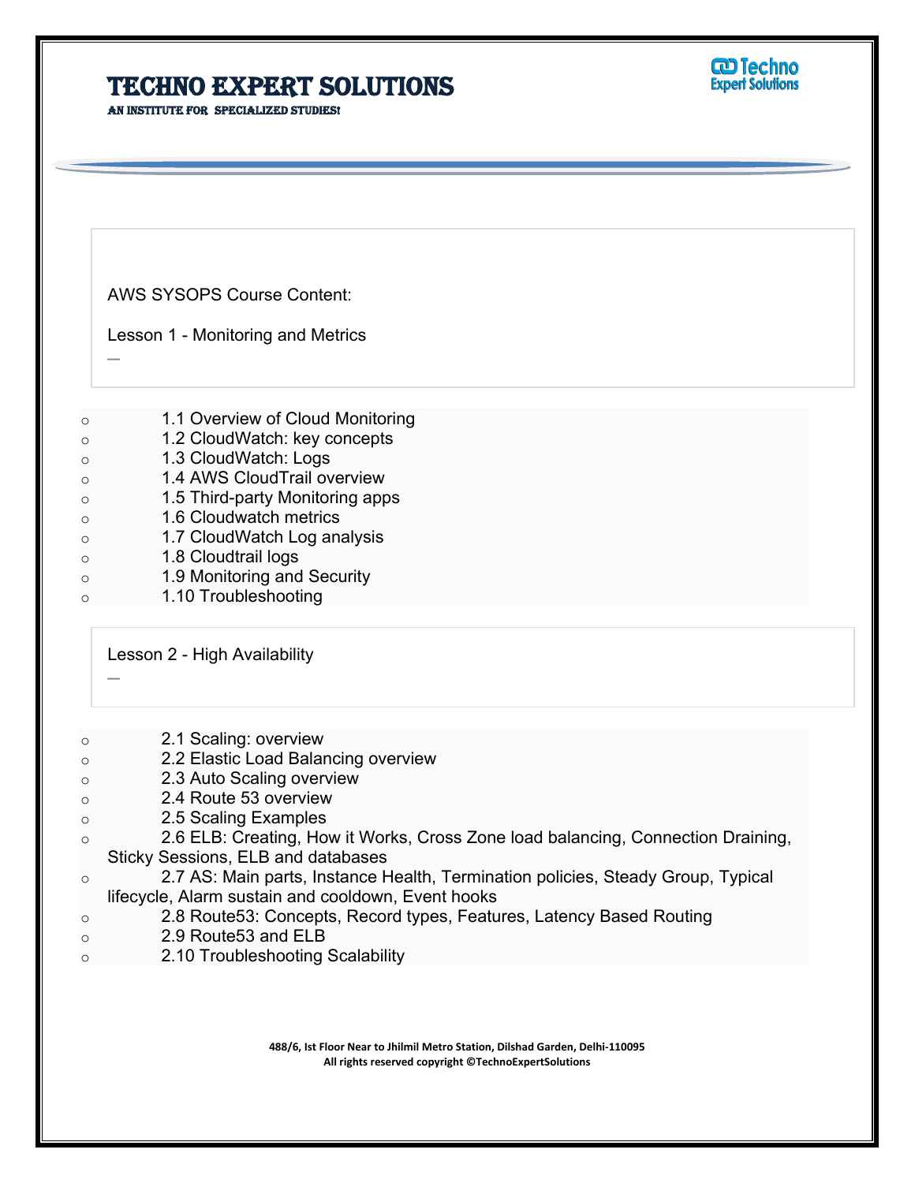# TECHNO EXPERT SOLUTIONS

AN INSTITUTE FOR SPECIALIZED STUDIES!

AWS SYSOPS Course Content:

## Lesson 1 - Monitoring and Metrics

- 1.1 Overview of Cloud Monitoring
- 1.2 CloudWatch: key concepts
- 1.3 CloudWatch: Logs
- 1.4 AWS CloudTrail overview
- 1.5 Third-party Monitoring apps
- 1.6 Cloudwatch metrics
- 1.7 CloudWatch Log analysis
- 1.8 Cloudtrail logs
- 1.9 Monitoring and Security
- 1.10 Troubleshooting

## Lesson 2 - High Availability

- 2.1 Scaling: overview
- 2.2 Elastic Load Balancing overview
- 2.3 Auto Scaling overview
- 2.4 Route 53 overview
- 2.5 Scaling Examples
- 2.6 ELB: Creating, How it Works, Cross Zone load balancing, Connection Draining, Sticky Sessions, ELB and databases
- 2.7 AS: Main parts, Instance Health, Termination policies, Steady Group, Typical lifecycle, Alarm sustain and cooldown, Event hooks
- 2.8 Route53: Concepts, Record types, Features, Latency Based Routing
- 2.9 Route53 and ELB
- 2.10 Troubleshooting Scalability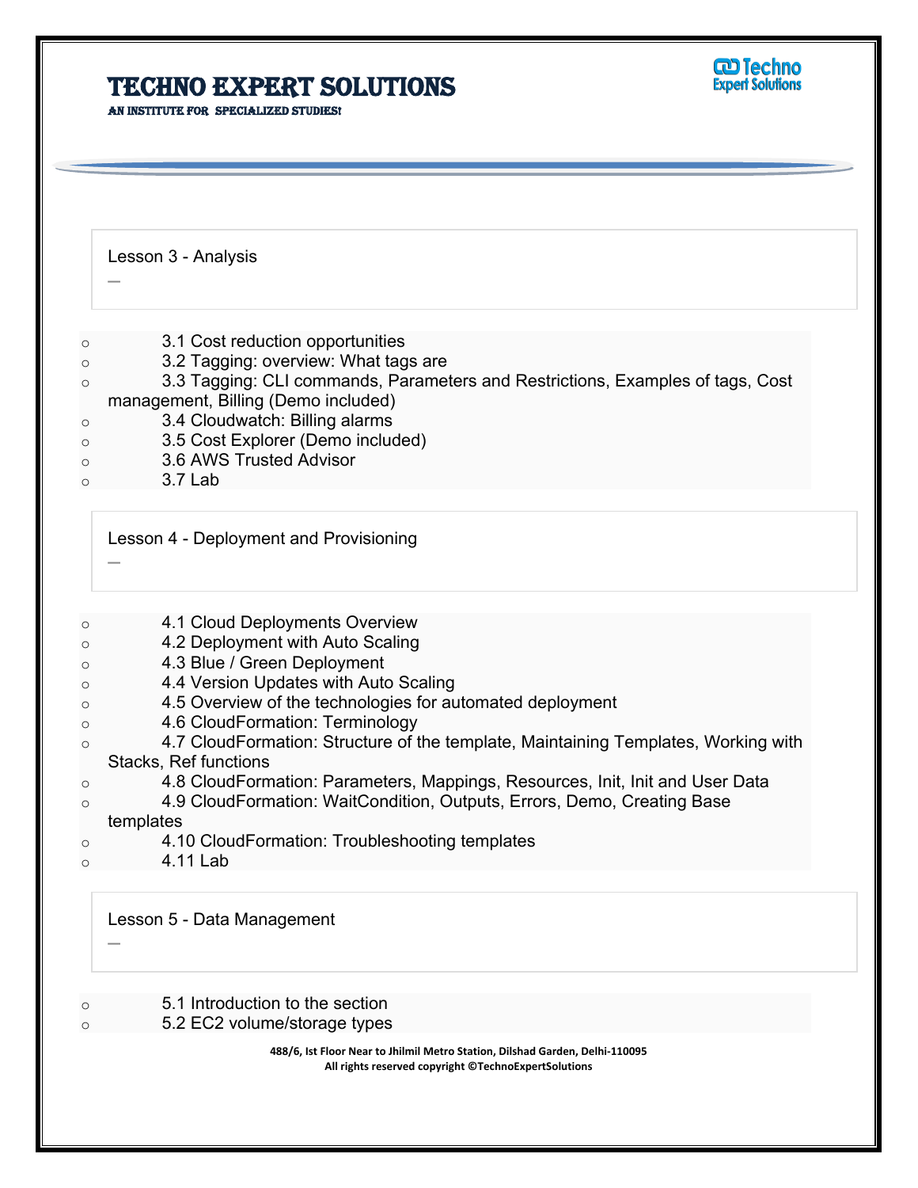## Lesson 3 - Analysis

—

- 3.1 Cost reduction opportunities
- 3.2 Tagging: overview: What tags are
- 3.3 Tagging: CLI commands, Parameters and Restrictions, Examples of tags, Cost management, Billing (Demo included)
- 3.4 Cloudwatch: Billing alarms
- 3.5 Cost Explorer (Demo included)
- 3.6 AWS Trusted Advisor
- 3.7 Lab

## Lesson 4 - Deployment and Provisioning

—

- 4.1 Cloud Deployments Overview
- 4.2 Deployment with Auto Scaling
- 4.3 Blue / Green Deployment
- 4.4 Version Updates with Auto Scaling
- 4.5 Overview of the technologies for automated deployment
- 4.6 CloudFormation: Terminology
- 4.7 CloudFormation: Structure of the template, Maintaining Templates, Working with Stacks, Ref functions
- 4.8 CloudFormation: Parameters, Mappings, Resources, Init, Init and User Data
- 4.9 CloudFormation: WaitCondition, Outputs, Errors, Demo, Creating Base templates
- 4.10 CloudFormation: Troubleshooting templates
- 4.11 Lab

## Lesson 5 - Data Management

—

- 5.1 Introduction to the section
- 5.2 EC2 volume/storage types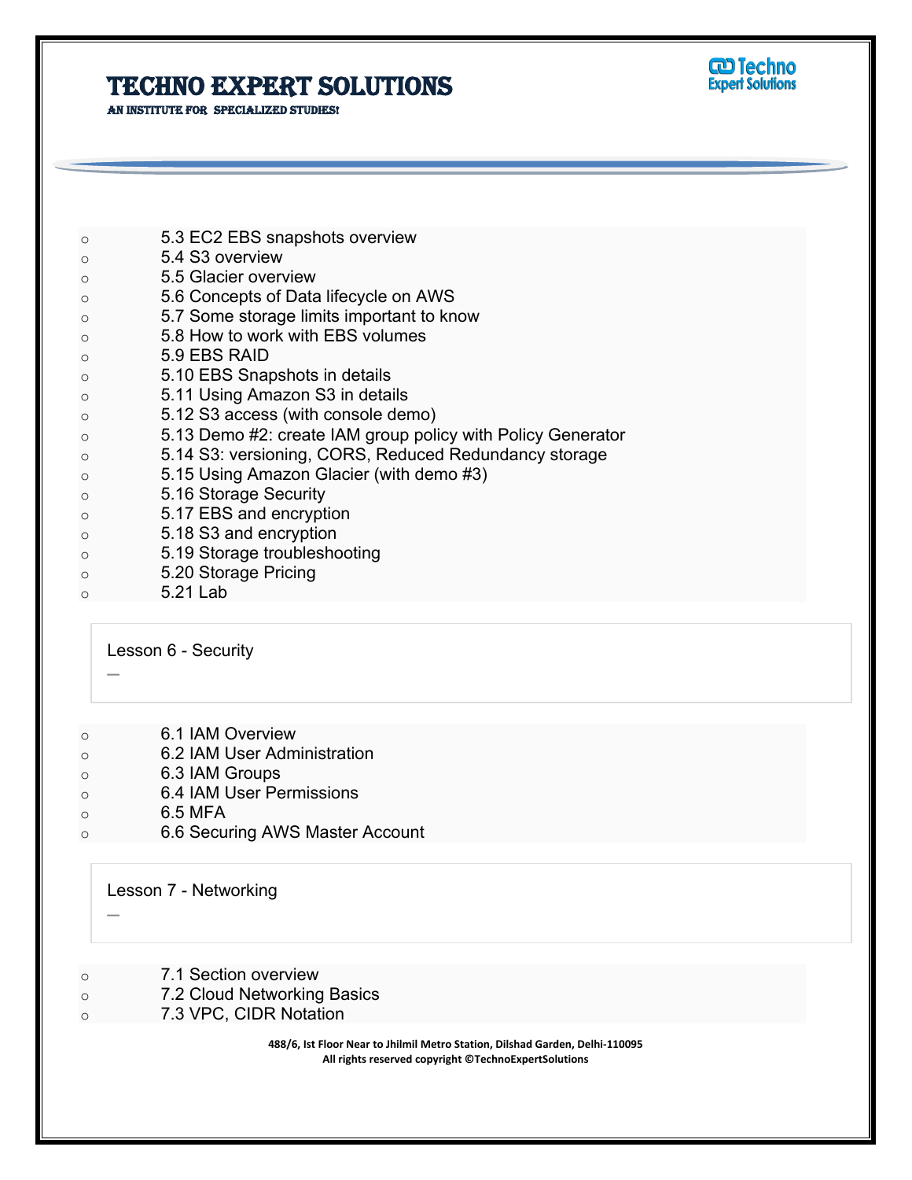- 5.3 EC2 EBS snapshots overview
- 5.4 S3 overview
- 5.5 Glacier overview
- 5.6 Concepts of Data lifecycle on AWS
- 5.7 Some storage limits important to know
- 5.8 How to work with EBS volumes
- 5.9 EBS RAID
- 5.10 EBS Snapshots in details
- 5.11 Using Amazon S3 in details
- 5.12 S3 access (with console demo)
- 5.13 Demo #2: create IAM group policy with Policy Generator
- 5.14 S3: versioning, CORS, Reduced Redundancy storage
- 5.15 Using Amazon Glacier (with demo #3)
- 5.16 Storage Security
- 5.17 EBS and encryption
- 5.18 S3 and encryption
- 5.19 Storage troubleshooting
- 5.20 Storage Pricing
- 5.21 Lab

## Lesson 6 - Security

- 6.1 IAM Overview
- 6.2 IAM User Administration
- 6.3 IAM Groups
- 6.4 IAM User Permissions
- 6.5 MFA
- 6.6 Securing AWS Master Account

## Lesson 7 - Networking

- 7.1 Section overview
- 7.2 Cloud Networking Basics
- 7.3 VPC, CIDR Notation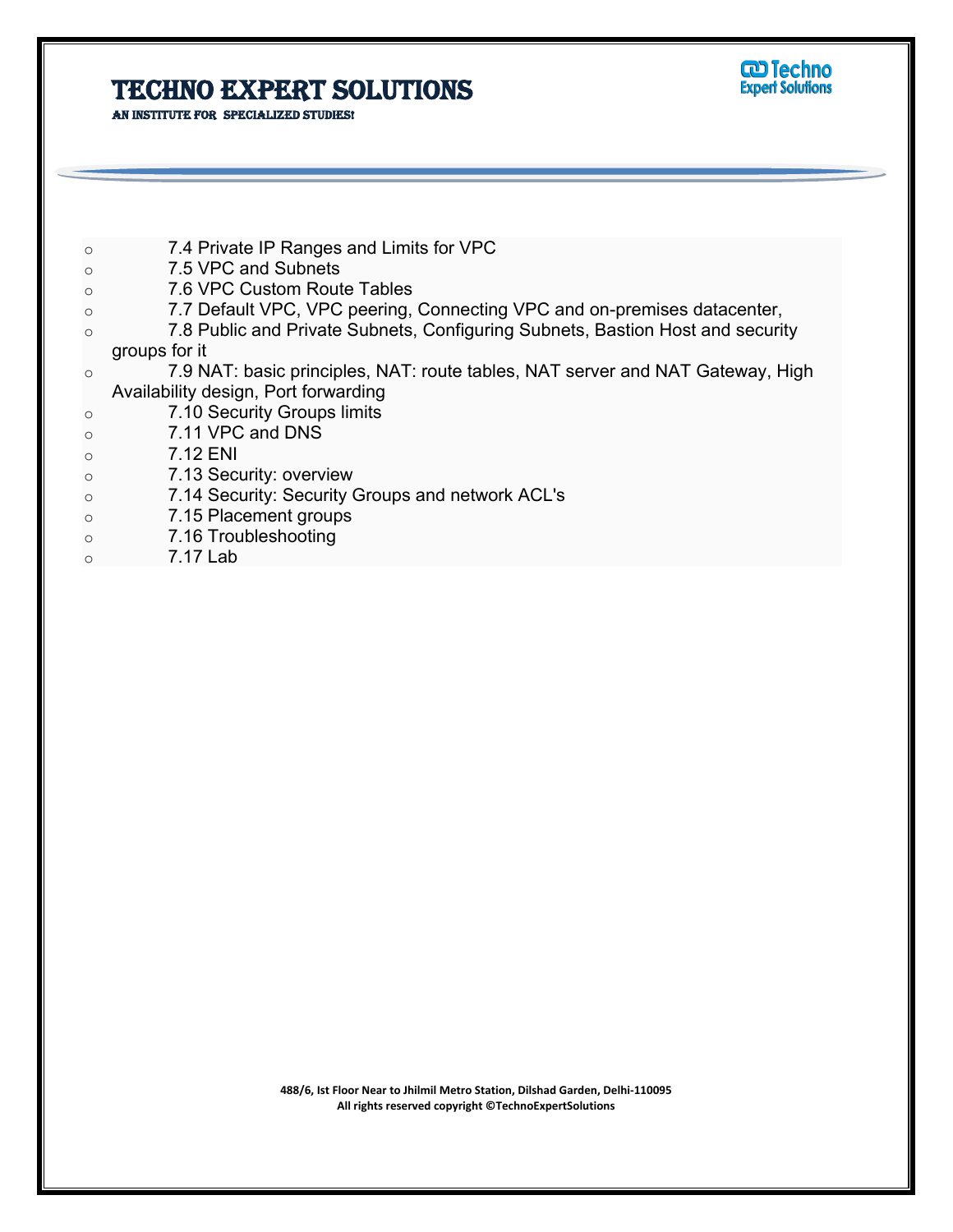- 7.4 Private IP Ranges and Limits for VPC
- 7.5 VPC and Subnets
- 7.6 VPC Custom Route Tables
- 7.7 Default VPC, VPC peering, Connecting VPC and on-premises datacenter,
- 7.8 Public and Private Subnets, Configuring Subnets, Bastion Host and security groups for it
- 7.9 NAT: basic principles, NAT: route tables, NAT server and NAT Gateway, High Availability design, Port forwarding
- 7.10 Security Groups limits
- 7.11 VPC and DNS
- 7.12 ENI
- 7.13 Security: overview
- 7.14 Security: Security Groups and network ACL's
- 7.15 Placement groups
- 7.16 Troubleshooting
- 7.17 Lab